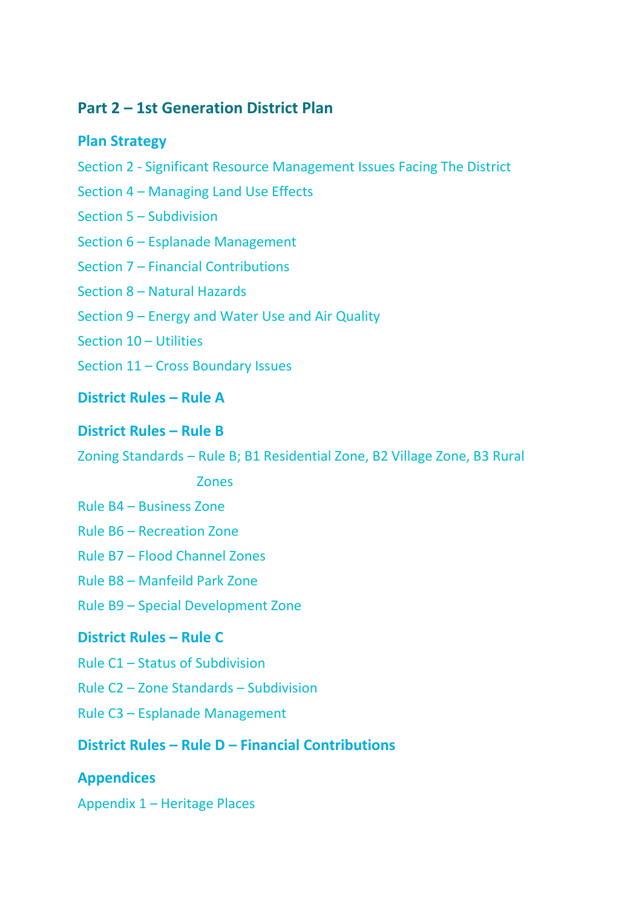# Part 2 – 1st Generation District Plan

## Plan Strategy

Section 2 - Significant Resource Management Issues Facing The District

Section 4 – Managing Land Use Effects

Section 5 – Subdivision

Section 6 – Esplanade Management

Section 7 – Financial Contributions

Section 8 – Natural Hazards

Section 9 – Energy and Water Use and Air Quality

Section 10 – Utilities

Section 11 – Cross Boundary Issues

## District Rules – Rule A

## District Rules – Rule B

Zoning Standards – Rule B; B1 Residential Zone, B2 Village Zone, B3 Rural Zones

Rule B4 – Business Zone

Rule B6 – Recreation Zone

Rule B7 – Flood Channel Zones

Rule B8 – Manfeild Park Zone

Rule B9 – Special Development Zone

## District Rules – Rule C

Rule C1 – Status of Subdivision

Rule C2 – Zone Standards – Subdivision

Rule C3 – Esplanade Management

## District Rules – Rule D – Financial Contributions

## Appendices

Appendix 1 – Heritage Places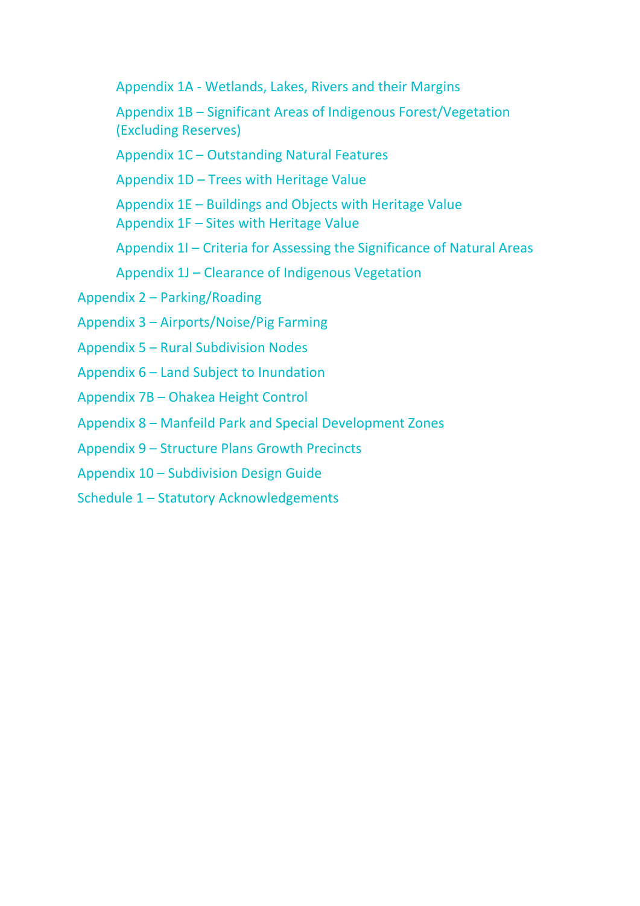- Appendix 1A - Wetlands, Lakes, Rivers and their Margins
- Appendix 1B – Significant Areas of Indigenous Forest/Vegetation (Excluding Reserves)
- Appendix 1C – Outstanding Natural Features
- Appendix 1D – Trees with Heritage Value
- Appendix 1E – Buildings and Objects with Heritage Value
- Appendix 1F – Sites with Heritage Value
- Appendix 1I – Criteria for Assessing the Significance of Natural Areas
- Appendix 1J – Clearance of Indigenous Vegetation

Appendix 2 – Parking/Roading

Appendix 3 – Airports/Noise/Pig Farming

Appendix 5 – Rural Subdivision Nodes

Appendix 6 – Land Subject to Inundation

Appendix 7B – Ohakea Height Control

Appendix 8 – Manfeild Park and Special Development Zones

Appendix 9 – Structure Plans Growth Precincts

Appendix 10 – Subdivision Design Guide

Schedule 1 – Statutory Acknowledgements